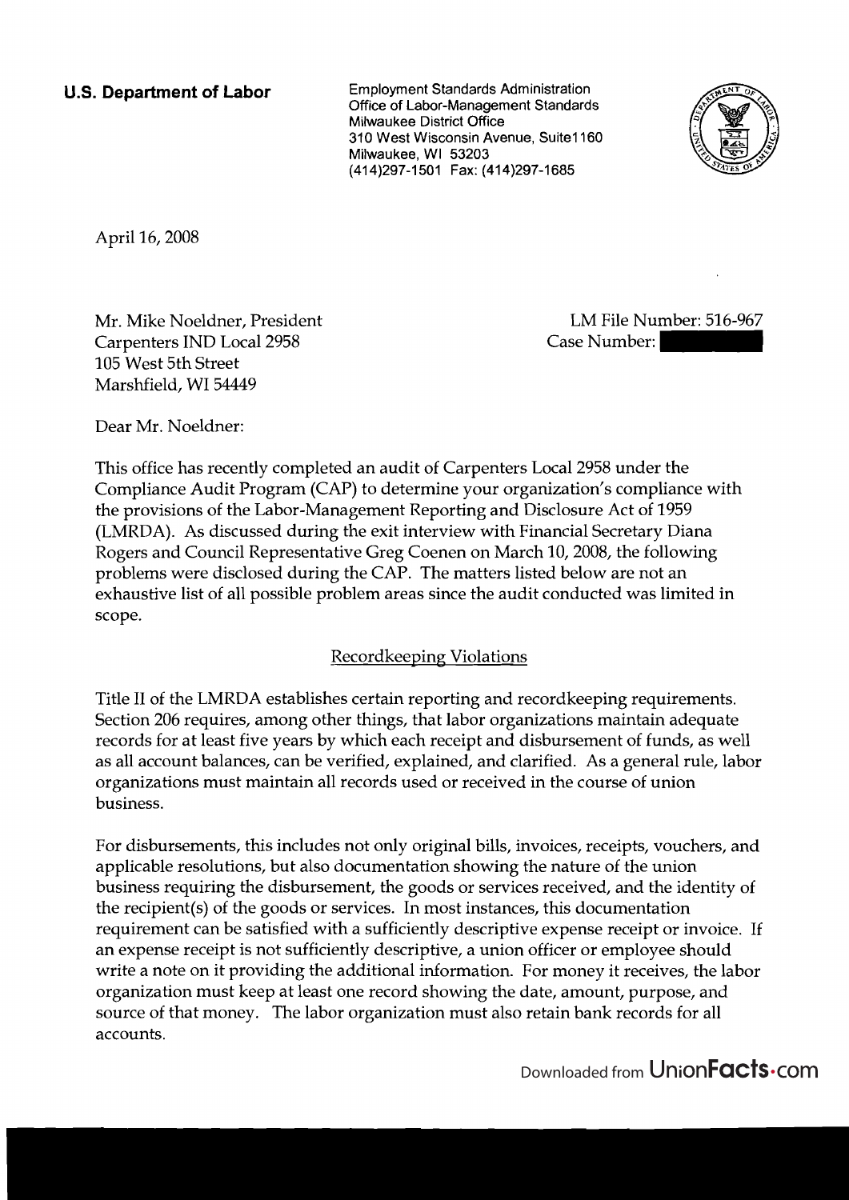**U.S. Department of Labor**

Employment Standards Administration
Office of Labor-Management Standards
Milwaukee District Office
310 West Wisconsin Avenue, Suite1160
Milwaukee, WI 53203
(414)297-1501 Fax: (414)297-1685

April 16, 2008

Mr. Mike Noeldner, President
Carpenters IND Local 2958
105 West 5th Street
Marshfield, WI 54449

LM File Number: 516-967
Case Number:

Dear Mr. Noeldner:

This office has recently completed an audit of Carpenters Local 2958 under the Compliance Audit Program (CAP) to determine your organization's compliance with the provisions of the Labor-Management Reporting and Disclosure Act of 1959 (LMRDA). As discussed during the exit interview with Financial Secretary Diana Rogers and Council Representative Greg Coenen on March 10, 2008, the following problems were disclosed during the CAP. The matters listed below are not an exhaustive list of all possible problem areas since the audit conducted was limited in scope.

## Recordkeeping Violations

Title II of the LMRDA establishes certain reporting and recordkeeping requirements. Section 206 requires, among other things, that labor organizations maintain adequate records for at least five years by which each receipt and disbursement of funds, as well as all account balances, can be verified, explained, and clarified. As a general rule, labor organizations must maintain all records used or received in the course of union business.

For disbursements, this includes not only original bills, invoices, receipts, vouchers, and applicable resolutions, but also documentation showing the nature of the union business requiring the disbursement, the goods or services received, and the identity of the recipient(s) of the goods or services. In most instances, this documentation requirement can be satisfied with a sufficiently descriptive expense receipt or invoice. If an expense receipt is not sufficiently descriptive, a union officer or employee should write a note on it providing the additional information. For money it receives, the labor organization must keep at least one record showing the date, amount, purpose, and source of that money. The labor organization must also retain bank records for all accounts.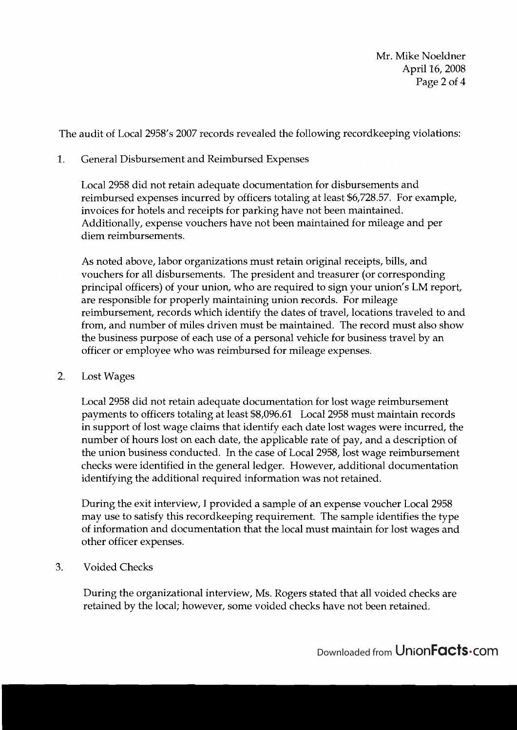The audit of Local 2958's 2007 records revealed the following recordkeeping violations:

1. General Disbursement and Reimbursed Expenses

   Local 2958 did not retain adequate documentation for disbursements and reimbursed expenses incurred by officers totaling at least $6,728.57. For example, invoices for hotels and receipts for parking have not been maintained. Additionally, expense vouchers have not been maintained for mileage and per diem reimbursements.

   As noted above, labor organizations must retain original receipts, bills, and vouchers for all disbursements. The president and treasurer (or corresponding principal officers) of your union, who are required to sign your union's LM report, are responsible for properly maintaining union records. For mileage reimbursement, records which identify the dates of travel, locations traveled to and from, and number of miles driven must be maintained. The record must also show the business purpose of each use of a personal vehicle for business travel by an officer or employee who was reimbursed for mileage expenses.

2. Lost Wages

   Local 2958 did not retain adequate documentation for lost wage reimbursement payments to officers totaling at least $8,096.61 Local 2958 must maintain records in support of lost wage claims that identify each date lost wages were incurred, the number of hours lost on each date, the applicable rate of pay, and a description of the union business conducted. In the case of Local 2958, lost wage reimbursement checks were identified in the general ledger. However, additional documentation identifying the additional required information was not retained.

   During the exit interview, I provided a sample of an expense voucher Local 2958 may use to satisfy this recordkeeping requirement. The sample identifies the type of information and documentation that the local must maintain for lost wages and other officer expenses.

3. Voided Checks

   During the organizational interview, Ms. Rogers stated that all voided checks are retained by the local; however, some voided checks have not been retained.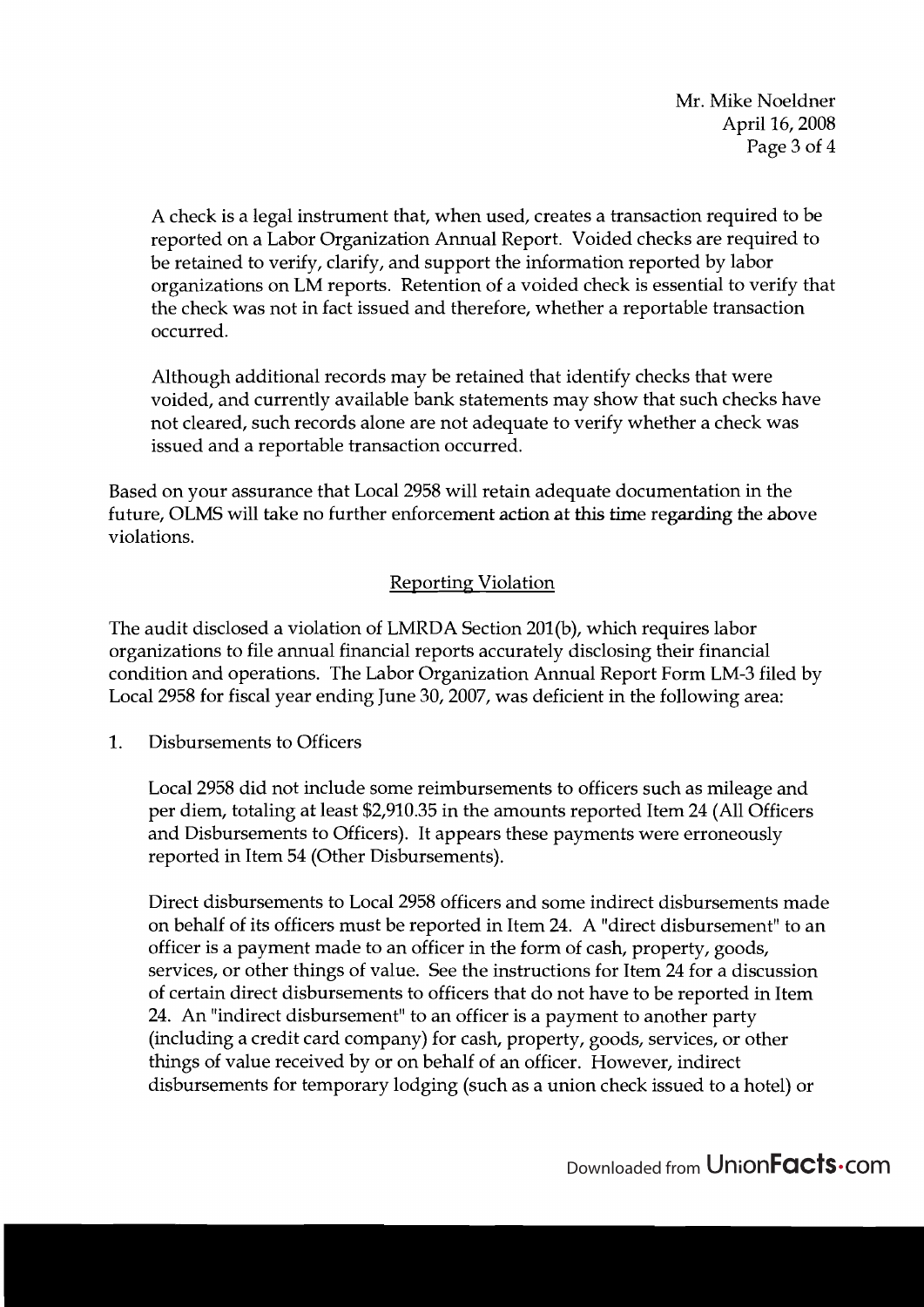A check is a legal instrument that, when used, creates a transaction required to be reported on a Labor Organization Annual Report. Voided checks are required to be retained to verify, clarify, and support the information reported by labor organizations on LM reports. Retention of a voided check is essential to verify that the check was not in fact issued and therefore, whether a reportable transaction occurred.

Although additional records may be retained that identify checks that were voided, and currently available bank statements may show that such checks have not cleared, such records alone are not adequate to verify whether a check was issued and a reportable transaction occurred.

Based on your assurance that Local 2958 will retain adequate documentation in the future, OLMS will take no further enforcement action at this time regarding the above violations.

## Reporting Violation

The audit disclosed a violation of LMRDA Section 201(b), which requires labor organizations to file annual financial reports accurately disclosing their financial condition and operations. The Labor Organization Annual Report Form LM-3 filed by Local 2958 for fiscal year ending June 30, 2007, was deficient in the following area:

1. Disbursements to Officers

   Local 2958 did not include some reimbursements to officers such as mileage and per diem, totaling at least $2,910.35 in the amounts reported Item 24 (All Officers and Disbursements to Officers). It appears these payments were erroneously reported in Item 54 (Other Disbursements).

   Direct disbursements to Local 2958 officers and some indirect disbursements made on behalf of its officers must be reported in Item 24. A "direct disbursement" to an officer is a payment made to an officer in the form of cash, property, goods, services, or other things of value. See the instructions for Item 24 for a discussion of certain direct disbursements to officers that do not have to be reported in Item 24. An "indirect disbursement" to an officer is a payment to another party (including a credit card company) for cash, property, goods, services, or other things of value received by or on behalf of an officer. However, indirect disbursements for temporary lodging (such as a union check issued to a hotel) or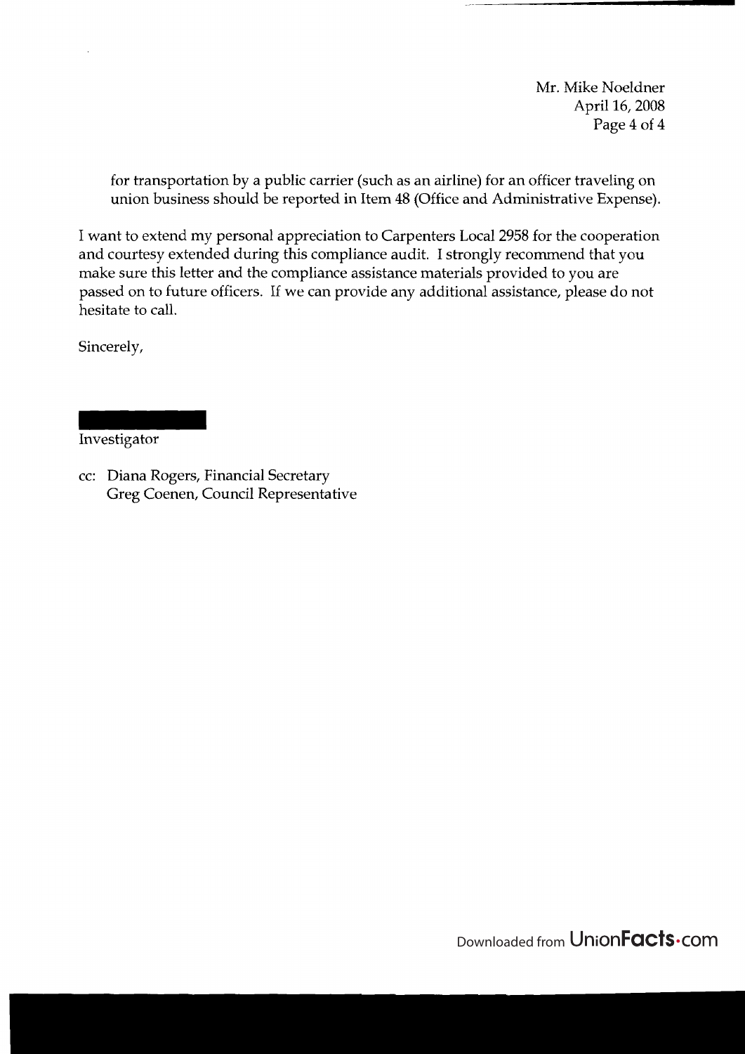for transportation by a public carrier (such as an airline) for an officer traveling on union business should be reported in Item 48 (Office and Administrative Expense).

I want to extend my personal appreciation to Carpenters Local 2958 for the cooperation and courtesy extended during this compliance audit. I strongly recommend that you make sure this letter and the compliance assistance materials provided to you are passed on to future officers. If we can provide any additional assistance, please do not hesitate to call.

Sincerely,

Investigator

cc: Diana Rogers, Financial Secretary
Greg Coenen, Council Representative